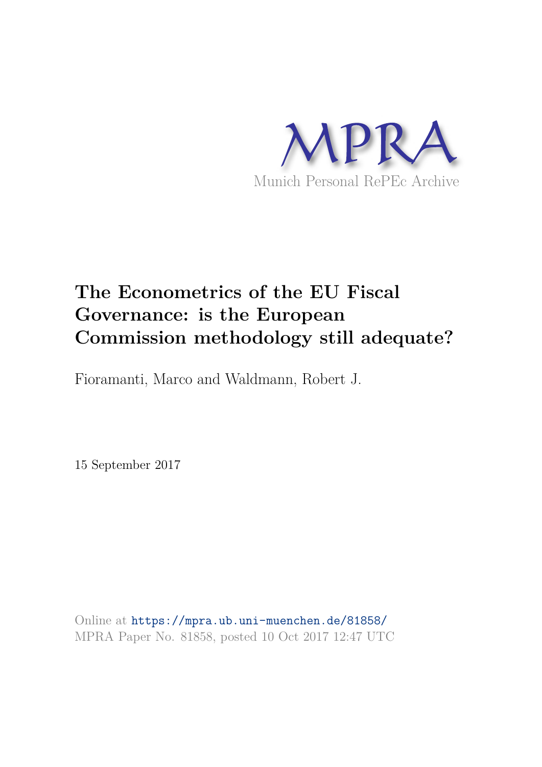MPRA

Munich Personal RePEc Archive

# The Econometrics of the EU Fiscal Governance: is the European Commission methodology still adequate?

Fioramanti, Marco and Waldmann, Robert J.

15 September 2017

Online at https://mpra.ub.uni-muenchen.de/81858/
MPRA Paper No. 81858, posted 10 Oct 2017 12:47 UTC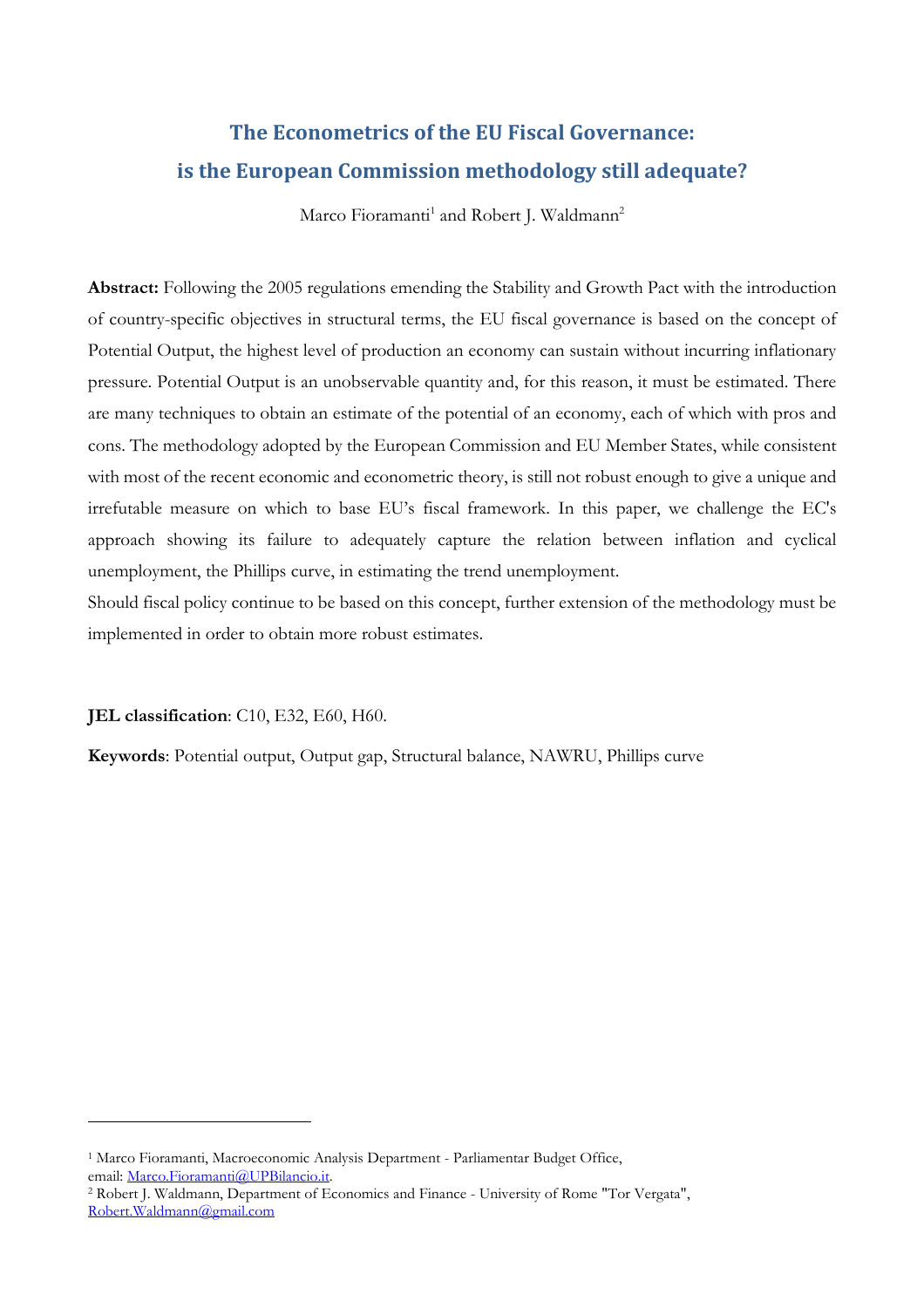# The Econometrics of the EU Fiscal Governance: is the European Commission methodology still adequate?

Marco Fioramanti[1] and Robert J. Waldmann[2]

**Abstract:** Following the 2005 regulations emending the Stability and Growth Pact with the introduction of country-specific objectives in structural terms, the EU fiscal governance is based on the concept of Potential Output, the highest level of production an economy can sustain without incurring inflationary pressure. Potential Output is an unobservable quantity and, for this reason, it must be estimated. There are many techniques to obtain an estimate of the potential of an economy, each of which with pros and cons. The methodology adopted by the European Commission and EU Member States, while consistent with most of the recent economic and econometric theory, is still not robust enough to give a unique and irrefutable measure on which to base EU's fiscal framework. In this paper, we challenge the EC's approach showing its failure to adequately capture the relation between inflation and cyclical unemployment, the Phillips curve, in estimating the trend unemployment.

Should fiscal policy continue to be based on this concept, further extension of the methodology must be implemented in order to obtain more robust estimates.

**JEL classification**: C10, E32, E60, H60.

**Keywords**: Potential output, Output gap, Structural balance, NAWRU, Phillips curve

---

[1] Marco Fioramanti, Macroeconomic Analysis Department - Parliamentar Budget Office, email: Marco.Fioramanti@UPBilancio.it.

[2] Robert J. Waldmann, Department of Economics and Finance - University of Rome "Tor Vergata", Robert.Waldmann@gmail.com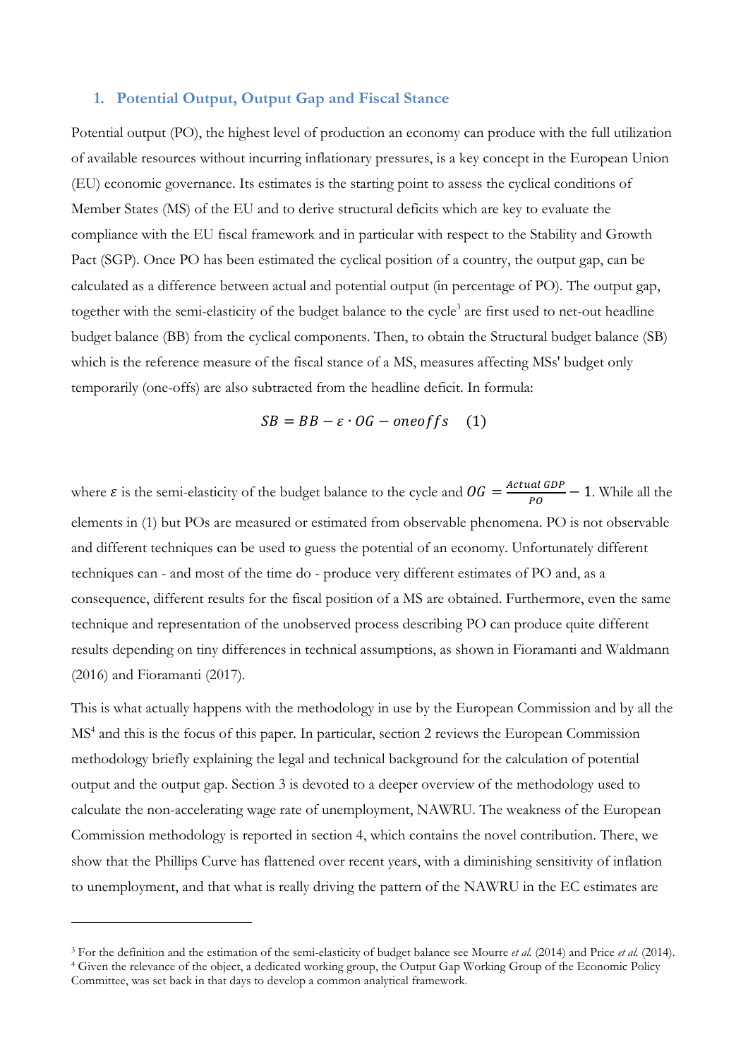## 1. Potential Output, Output Gap and Fiscal Stance

Potential output (PO), the highest level of production an economy can produce with the full utilization of available resources without incurring inflationary pressures, is a key concept in the European Union (EU) economic governance. Its estimates is the starting point to assess the cyclical conditions of Member States (MS) of the EU and to derive structural deficits which are key to evaluate the compliance with the EU fiscal framework and in particular with respect to the Stability and Growth Pact (SGP). Once PO has been estimated the cyclical position of a country, the output gap, can be calculated as a difference between actual and potential output (in percentage of PO). The output gap, together with the semi-elasticity of the budget balance to the cycle[3] are first used to net-out headline budget balance (BB) from the cyclical components. Then, to obtain the Structural budget balance (SB) which is the reference measure of the fiscal stance of a MS, measures affecting MSs' budget only temporarily (one-offs) are also subtracted from the headline deficit. In formula:

$$SB = BB - \varepsilon \cdot OG - oneoffs \quad (1)$$

where $\varepsilon$ is the semi-elasticity of the budget balance to the cycle and $OG = \frac{Actual\ GDP}{PO} - 1$. While all the elements in (1) but POs are measured or estimated from observable phenomena. PO is not observable and different techniques can be used to guess the potential of an economy. Unfortunately different techniques can - and most of the time do - produce very different estimates of PO and, as a consequence, different results for the fiscal position of a MS are obtained. Furthermore, even the same technique and representation of the unobserved process describing PO can produce quite different results depending on tiny differences in technical assumptions, as shown in Fioramanti and Waldmann (2016) and Fioramanti (2017).

This is what actually happens with the methodology in use by the European Commission and by all the MS[4] and this is the focus of this paper. In particular, section 2 reviews the European Commission methodology briefly explaining the legal and technical background for the calculation of potential output and the output gap. Section 3 is devoted to a deeper overview of the methodology used to calculate the non-accelerating wage rate of unemployment, NAWRU. The weakness of the European Commission methodology is reported in section 4, which contains the novel contribution. There, we show that the Phillips Curve has flattened over recent years, with a diminishing sensitivity of inflation to unemployment, and that what is really driving the pattern of the NAWRU in the EC estimates are

[3] For the definition and the estimation of the semi-elasticity of budget balance see Mourre *et al.* (2014) and Price *et al.* (2014).

[4] Given the relevance of the object, a dedicated working group, the Output Gap Working Group of the Economic Policy Committee, was set back in that days to develop a common analytical framework.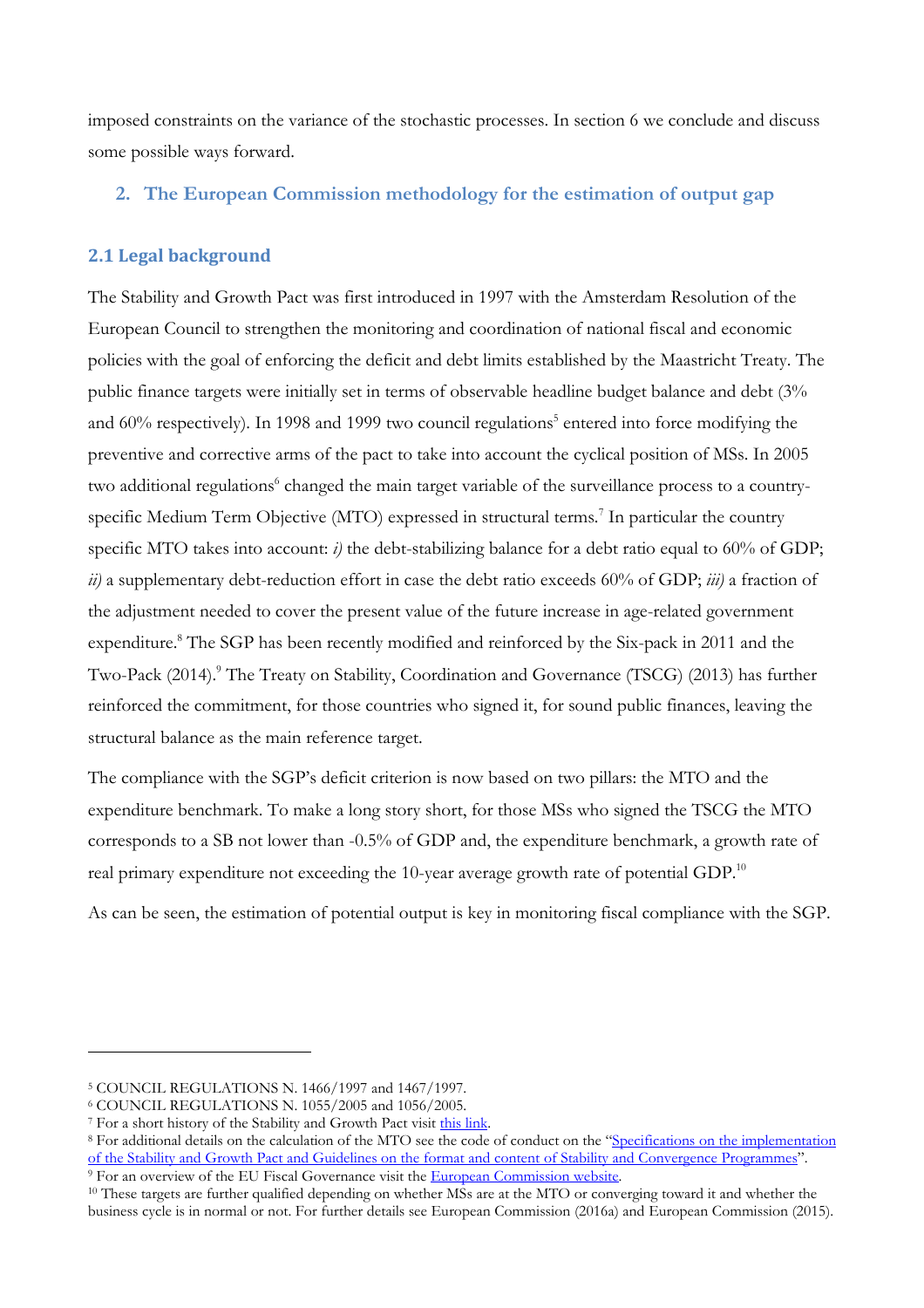imposed constraints on the variance of the stochastic processes. In section 6 we conclude and discuss some possible ways forward.

## 2. The European Commission methodology for the estimation of output gap

### 2.1 Legal background

The Stability and Growth Pact was first introduced in 1997 with the Amsterdam Resolution of the European Council to strengthen the monitoring and coordination of national fiscal and economic policies with the goal of enforcing the deficit and debt limits established by the Maastricht Treaty. The public finance targets were initially set in terms of observable headline budget balance and debt (3% and 60% respectively). In 1998 and 1999 two council regulations[5] entered into force modifying the preventive and corrective arms of the pact to take into account the cyclical position of MSs. In 2005 two additional regulations[6] changed the main target variable of the surveillance process to a country-specific Medium Term Objective (MTO) expressed in structural terms.[7] In particular the country specific MTO takes into account: *i)* the debt-stabilizing balance for a debt ratio equal to 60% of GDP; *ii)* a supplementary debt-reduction effort in case the debt ratio exceeds 60% of GDP; *iii)* a fraction of the adjustment needed to cover the present value of the future increase in age-related government expenditure.[8] The SGP has been recently modified and reinforced by the Six-pack in 2011 and the Two-Pack (2014).[9] The Treaty on Stability, Coordination and Governance (TSCG) (2013) has further reinforced the commitment, for those countries who signed it, for sound public finances, leaving the structural balance as the main reference target.

The compliance with the SGP's deficit criterion is now based on two pillars: the MTO and the expenditure benchmark. To make a long story short, for those MSs who signed the TSCG the MTO corresponds to a SB not lower than -0.5% of GDP and, the expenditure benchmark, a growth rate of real primary expenditure not exceeding the 10-year average growth rate of potential GDP.[10]

As can be seen, the estimation of potential output is key in monitoring fiscal compliance with the SGP.

---

[5] COUNCIL REGULATIONS N. 1466/1997 and 1467/1997.

[6] COUNCIL REGULATIONS N. 1055/2005 and 1056/2005.

[7] For a short history of the Stability and Growth Pact visit this link.

[8] For additional details on the calculation of the MTO see the code of conduct on the "Specifications on the implementation of the Stability and Growth Pact and Guidelines on the format and content of Stability and Convergence Programmes".

[9] For an overview of the EU Fiscal Governance visit the European Commission website.

[10] These targets are further qualified depending on whether MSs are at the MTO or converging toward it and whether the business cycle is in normal or not. For further details see European Commission (2016a) and European Commission (2015).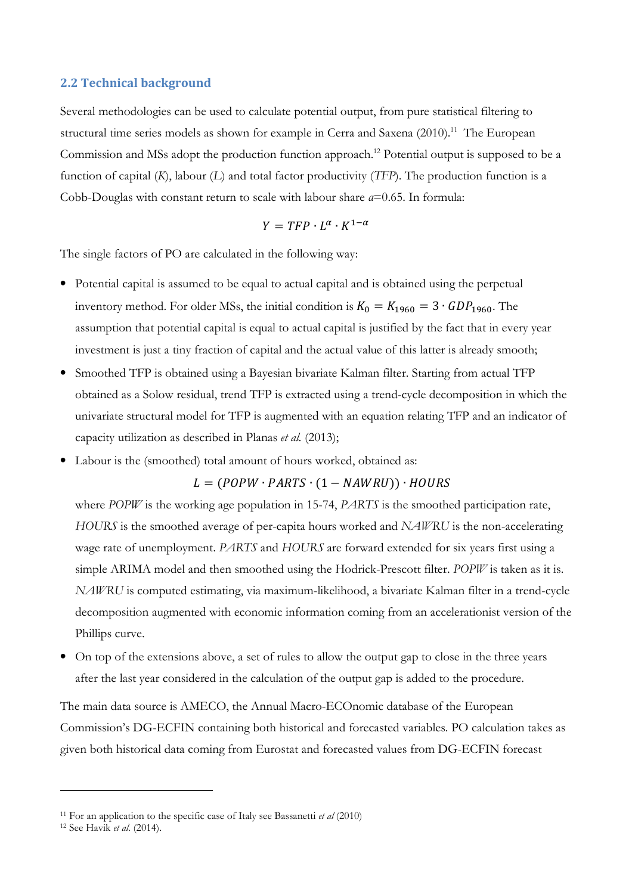## 2.2 Technical background

Several methodologies can be used to calculate potential output, from pure statistical filtering to structural time series models as shown for example in Cerra and Saxena (2010).[11] The European Commission and MSs adopt the production function approach.[12] Potential output is supposed to be a function of capital (*K*), labour (*L*) and total factor productivity (*TFP*). The production function is a Cobb-Douglas with constant return to scale with labour share $a$=0.65. In formula:

$$Y = TFP \cdot L^{\alpha} \cdot K^{1-\alpha}$$

The single factors of PO are calculated in the following way:

- Potential capital is assumed to be equal to actual capital and is obtained using the perpetual inventory method. For older MSs, the initial condition is $K_0 = K_{1960} = 3 \cdot GDP_{1960}$. The assumption that potential capital is equal to actual capital is justified by the fact that in every year investment is just a tiny fraction of capital and the actual value of this latter is already smooth;
- Smoothed TFP is obtained using a Bayesian bivariate Kalman filter. Starting from actual TFP obtained as a Solow residual, trend TFP is extracted using a trend-cycle decomposition in which the univariate structural model for TFP is augmented with an equation relating TFP and an indicator of capacity utilization as described in Planas *et al.* (2013);
- Labour is the (smoothed) total amount of hours worked, obtained as:

  $$L = (POPW \cdot PARTS \cdot (1 - NAWRU)) \cdot HOURS$$

  where *POPW* is the working age population in 15-74, *PARTS* is the smoothed participation rate, *HOURS* is the smoothed average of per-capita hours worked and *NAWRU* is the non-accelerating wage rate of unemployment. *PARTS* and *HOURS* are forward extended for six years first using a simple ARIMA model and then smoothed using the Hodrick-Prescott filter. *POPW* is taken as it is. *NAWRU* is computed estimating, via maximum-likelihood, a bivariate Kalman filter in a trend-cycle decomposition augmented with economic information coming from an accelerationist version of the Phillips curve.
- On top of the extensions above, a set of rules to allow the output gap to close in the three years after the last year considered in the calculation of the output gap is added to the procedure.

The main data source is AMECO, the Annual Macro-ECOnomic database of the European Commission's DG-ECFIN containing both historical and forecasted variables. PO calculation takes as given both historical data coming from Eurostat and forecasted values from DG-ECFIN forecast

---

[11] For an application to the specific case of Italy see Bassanetti *et al* (2010)

[12] See Havik *et al.* (2014).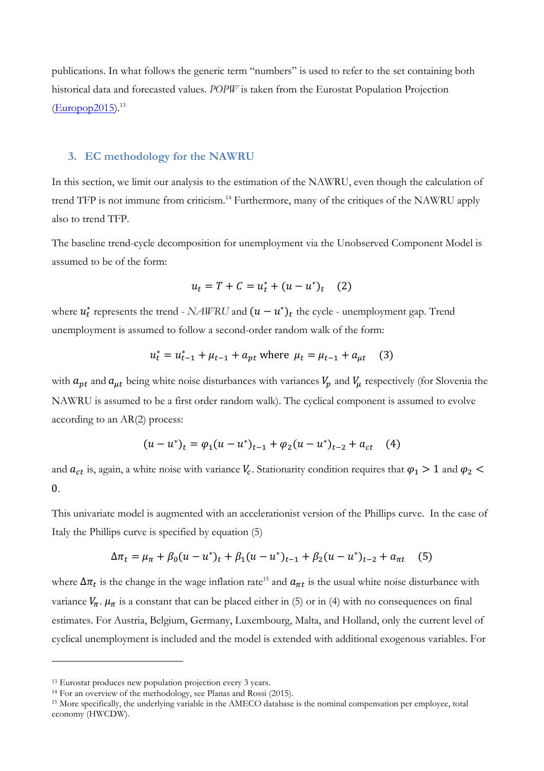publications. In what follows the generic term "numbers" is used to refer to the set containing both historical data and forecasted values. *POPW* is taken from the Eurostat Population Projection (Europop2015).[13]

## 3. EC methodology for the NAWRU

In this section, we limit our analysis to the estimation of the NAWRU, even though the calculation of trend TFP is not immune from criticism.[14] Furthermore, many of the critiques of the NAWRU apply also to trend TFP.

The baseline trend-cycle decomposition for unemployment via the Unobserved Component Model is assumed to be of the form:

$$u_t = T + C = u_t^* + (u - u^*)_t \quad (2)$$

where $u_t^*$ represents the trend - *NAWRU* and $(u - u^*)_t$ the cycle - unemployment gap. Trend unemployment is assumed to follow a second-order random walk of the form:

$$u_t^* = u_{t-1}^* + \mu_{t-1} + a_{pt} \text{ where } \mu_t = \mu_{t-1} + a_{\mu t} \quad (3)$$

with $a_{pt}$ and $a_{\mu t}$ being white noise disturbances with variances $V_p$ and $V_\mu$ respectively (for Slovenia the NAWRU is assumed to be a first order random walk). The cyclical component is assumed to evolve according to an AR(2) process:

$$(u - u^*)_t = \varphi_1 (u - u^*)_{t-1} + \varphi_2 (u - u^*)_{t-2} + a_{ct} \quad (4)$$

and $a_{ct}$ is, again, a white noise with variance $V_c$. Stationarity condition requires that $\varphi_1 > 1$ and $\varphi_2 < 0$.

This univariate model is augmented with an accelerationist version of the Phillips curve. In the case of Italy the Phillips curve is specified by equation (5)

$$\Delta\pi_t = \mu_\pi + \beta_0 (u - u^*)_t + \beta_1 (u - u^*)_{t-1} + \beta_2 (u - u^*)_{t-2} + a_{\pi t} \quad (5)$$

where $\Delta\pi_t$ is the change in the wage inflation rate[15] and $a_{\pi t}$ is the usual white noise disturbance with variance $V_\pi$. $\mu_\pi$ is a constant that can be placed either in (5) or in (4) with no consequences on final estimates. For Austria, Belgium, Germany, Luxembourg, Malta, and Holland, only the current level of cyclical unemployment is included and the model is extended with additional exogenous variables. For

---

[13] Eurostat produces new population projection every 3 years.

[14] For an overview of the methodology, see Planas and Rossi (2015).

[15] More specifically, the underlying variable in the AMECO database is the nominal compensation per employee, total economy (HWCDW).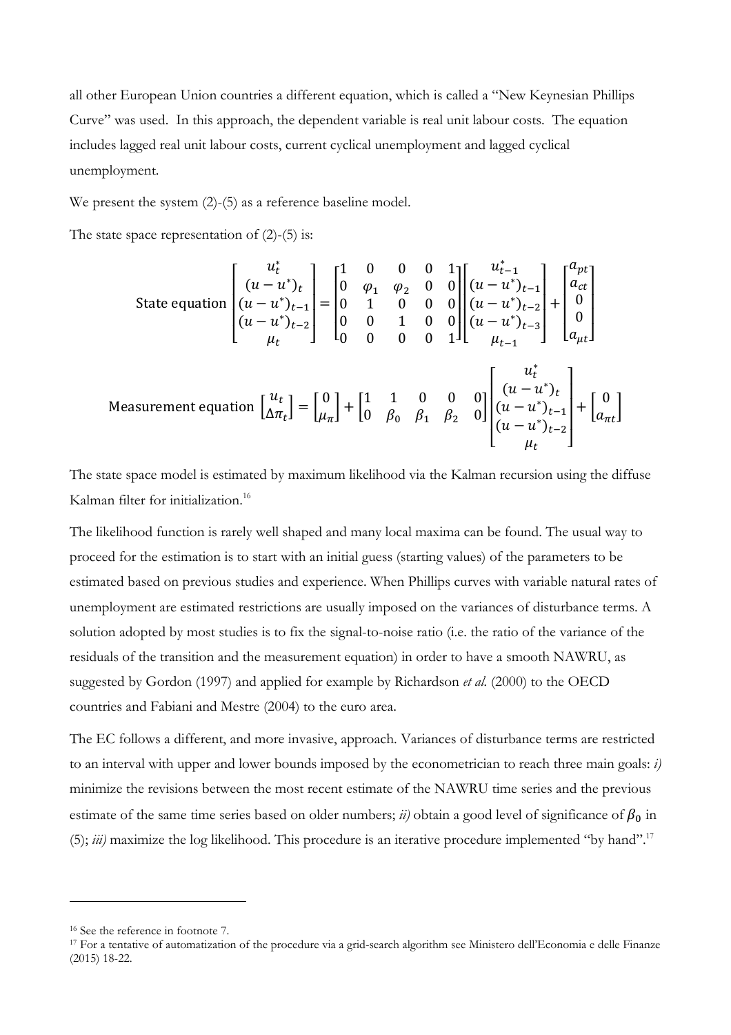all other European Union countries a different equation, which is called a "New Keynesian Phillips Curve" was used. In this approach, the dependent variable is real unit labour costs. The equation includes lagged real unit labour costs, current cyclical unemployment and lagged cyclical unemployment.

We present the system (2)-(5) as a reference baseline model.

The state space representation of (2)-(5) is:

$$\text{State equation} \begin{bmatrix} u_t^* \\ (u-u^*)_t \\ (u-u^*)_{t-1} \\ (u-u^*)_{t-2} \\ \mu_t \end{bmatrix} = \begin{bmatrix} 1 & 0 & 0 & 0 & 1 \\ 0 & \varphi_1 & \varphi_2 & 0 & 0 \\ 0 & 1 & 0 & 0 & 0 \\ 0 & 0 & 1 & 0 & 0 \\ 0 & 0 & 0 & 0 & 1 \end{bmatrix} \begin{bmatrix} u_{t-1}^* \\ (u-u^*)_{t-1} \\ (u-u^*)_{t-2} \\ (u-u^*)_{t-3} \\ \mu_{t-1} \end{bmatrix} + \begin{bmatrix} a_{pt} \\ a_{ct} \\ 0 \\ 0 \\ a_{\mu t} \end{bmatrix}$$

$$\text{Measurement equation} \begin{bmatrix} u_t \\ \Delta\pi_t \end{bmatrix} = \begin{bmatrix} 0 \\ \mu_\pi \end{bmatrix} + \begin{bmatrix} 1 & 1 & 0 & 0 & 0 \\ 0 & \beta_0 & \beta_1 & \beta_2 & 0 \end{bmatrix} \begin{bmatrix} u_t^* \\ (u-u^*)_t \\ (u-u^*)_{t-1} \\ (u-u^*)_{t-2} \\ \mu_t \end{bmatrix} + \begin{bmatrix} 0 \\ a_{\pi t} \end{bmatrix}$$

The state space model is estimated by maximum likelihood via the Kalman recursion using the diffuse Kalman filter for initialization.[16]

The likelihood function is rarely well shaped and many local maxima can be found. The usual way to proceed for the estimation is to start with an initial guess (starting values) of the parameters to be estimated based on previous studies and experience. When Phillips curves with variable natural rates of unemployment are estimated restrictions are usually imposed on the variances of disturbance terms. A solution adopted by most studies is to fix the signal-to-noise ratio (i.e. the ratio of the variance of the residuals of the transition and the measurement equation) in order to have a smooth NAWRU, as suggested by Gordon (1997) and applied for example by Richardson *et al.* (2000) to the OECD countries and Fabiani and Mestre (2004) to the euro area.

The EC follows a different, and more invasive, approach. Variances of disturbance terms are restricted to an interval with upper and lower bounds imposed by the econometrician to reach three main goals: *i)* minimize the revisions between the most recent estimate of the NAWRU time series and the previous estimate of the same time series based on older numbers; *ii)* obtain a good level of significance of $\beta_0$ in (5); *iii)* maximize the log likelihood. This procedure is an iterative procedure implemented "by hand".[17]

---

[16] See the reference in footnote 7.

[17] For a tentative of automatization of the procedure via a grid-search algorithm see Ministero dell'Economia e delle Finanze (2015) 18-22.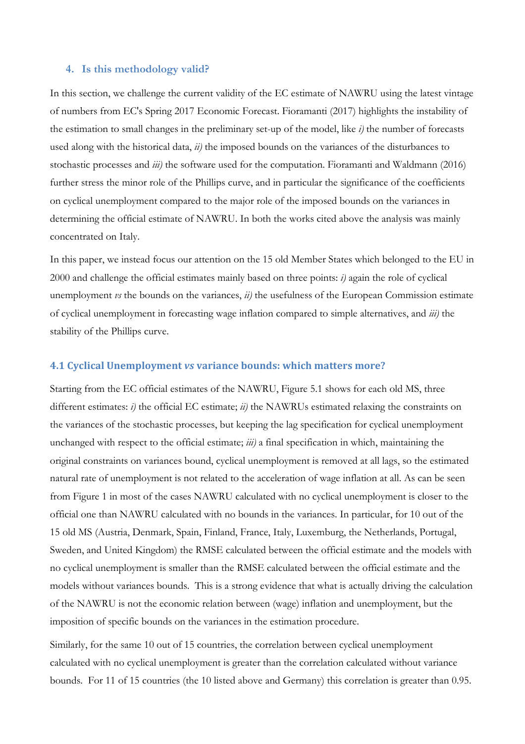## 4. Is this methodology valid?

In this section, we challenge the current validity of the EC estimate of NAWRU using the latest vintage of numbers from EC's Spring 2017 Economic Forecast. Fioramanti (2017) highlights the instability of the estimation to small changes in the preliminary set-up of the model, like *i)* the number of forecasts used along with the historical data, *ii)* the imposed bounds on the variances of the disturbances to stochastic processes and *iii)* the software used for the computation. Fioramanti and Waldmann (2016) further stress the minor role of the Phillips curve, and in particular the significance of the coefficients on cyclical unemployment compared to the major role of the imposed bounds on the variances in determining the official estimate of NAWRU. In both the works cited above the analysis was mainly concentrated on Italy.

In this paper, we instead focus our attention on the 15 old Member States which belonged to the EU in 2000 and challenge the official estimates mainly based on three points: *i)* again the role of cyclical unemployment *vs* the bounds on the variances, *ii)* the usefulness of the European Commission estimate of cyclical unemployment in forecasting wage inflation compared to simple alternatives, and *iii)* the stability of the Phillips curve.

### 4.1 Cyclical Unemployment *vs* variance bounds: which matters more?

Starting from the EC official estimates of the NAWRU, Figure 5.1 shows for each old MS, three different estimates: *i)* the official EC estimate; *ii)* the NAWRUs estimated relaxing the constraints on the variances of the stochastic processes, but keeping the lag specification for cyclical unemployment unchanged with respect to the official estimate; *iii)* a final specification in which, maintaining the original constraints on variances bound, cyclical unemployment is removed at all lags, so the estimated natural rate of unemployment is not related to the acceleration of wage inflation at all. As can be seen from Figure 1 in most of the cases NAWRU calculated with no cyclical unemployment is closer to the official one than NAWRU calculated with no bounds in the variances. In particular, for 10 out of the 15 old MS (Austria, Denmark, Spain, Finland, France, Italy, Luxemburg, the Netherlands, Portugal, Sweden, and United Kingdom) the RMSE calculated between the official estimate and the models with no cyclical unemployment is smaller than the RMSE calculated between the official estimate and the models without variances bounds. This is a strong evidence that what is actually driving the calculation of the NAWRU is not the economic relation between (wage) inflation and unemployment, but the imposition of specific bounds on the variances in the estimation procedure.

Similarly, for the same 10 out of 15 countries, the correlation between cyclical unemployment calculated with no cyclical unemployment is greater than the correlation calculated without variance bounds. For 11 of 15 countries (the 10 listed above and Germany) this correlation is greater than 0.95.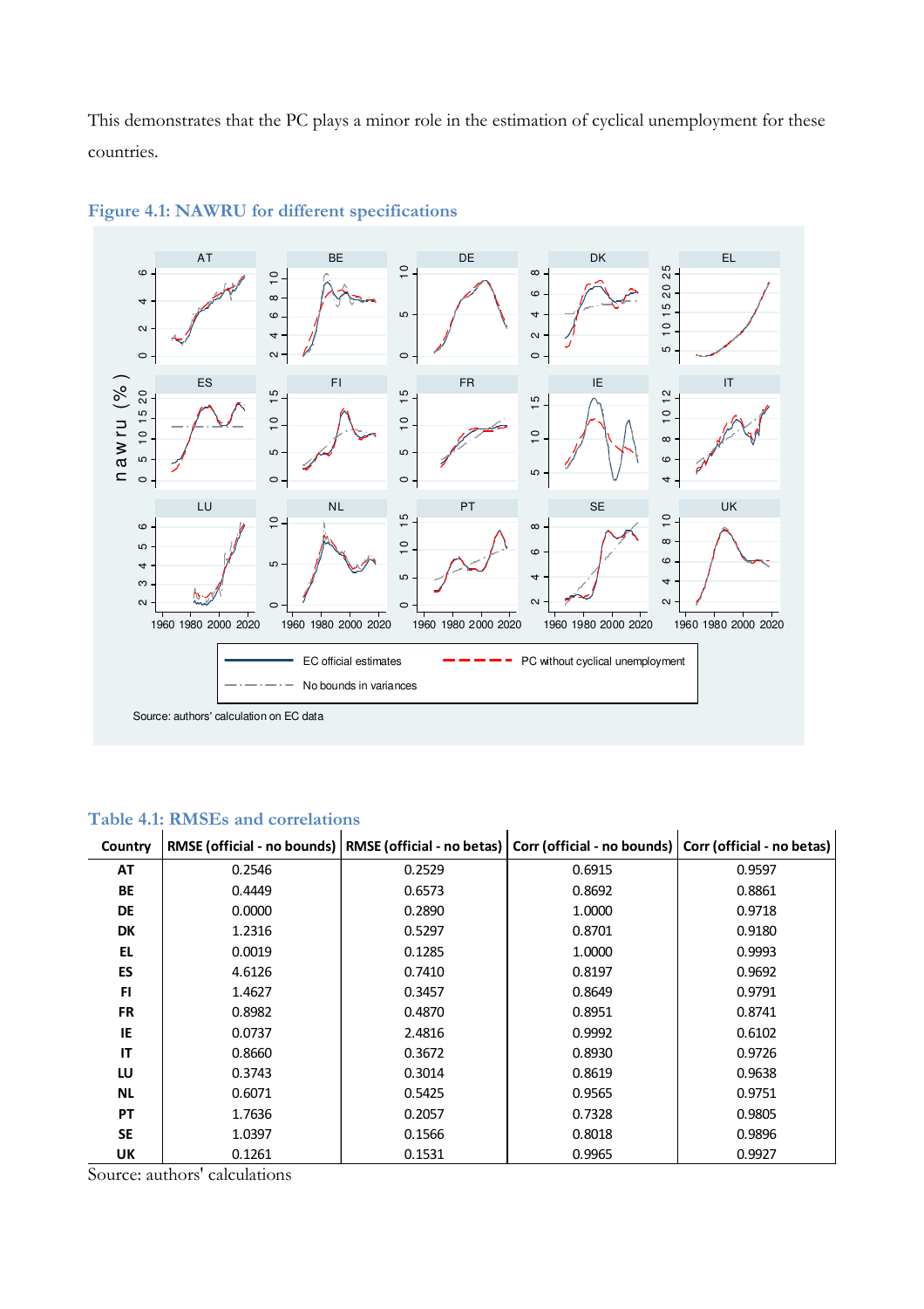This demonstrates that the PC plays a minor role in the estimation of cyclical unemployment for these countries.

### Figure 4.1: NAWRU for different specifications

Source: authors' calculation on EC data

### Table 4.1: RMSEs and correlations

| Country | RMSE (official - no bounds) | RMSE (official - no betas) | Corr (official - no bounds) | Corr (official - no betas) |
|---|---|---|---|---|
| AT | 0.2546 | 0.2529 | 0.6915 | 0.9597 |
| BE | 0.4449 | 0.6573 | 0.8692 | 0.8861 |
| DE | 0.0000 | 0.2890 | 1.0000 | 0.9718 |
| DK | 1.2316 | 0.5297 | 0.8701 | 0.9180 |
| EL | 0.0019 | 0.1285 | 1.0000 | 0.9993 |
| ES | 4.6126 | 0.7410 | 0.8197 | 0.9692 |
| FI | 1.4627 | 0.3457 | 0.8649 | 0.9791 |
| FR | 0.8982 | 0.4870 | 0.8951 | 0.8741 |
| IE | 0.0737 | 2.4816 | 0.9992 | 0.6102 |
| IT | 0.8660 | 0.3672 | 0.8930 | 0.9726 |
| LU | 0.3743 | 0.3014 | 0.8619 | 0.9638 |
| NL | 0.6071 | 0.5425 | 0.9565 | 0.9751 |
| PT | 1.7636 | 0.2057 | 0.7328 | 0.9805 |
| SE | 1.0397 | 0.1566 | 0.8018 | 0.9896 |
| UK | 0.1261 | 0.1531 | 0.9965 | 0.9927 |

Source: authors' calculations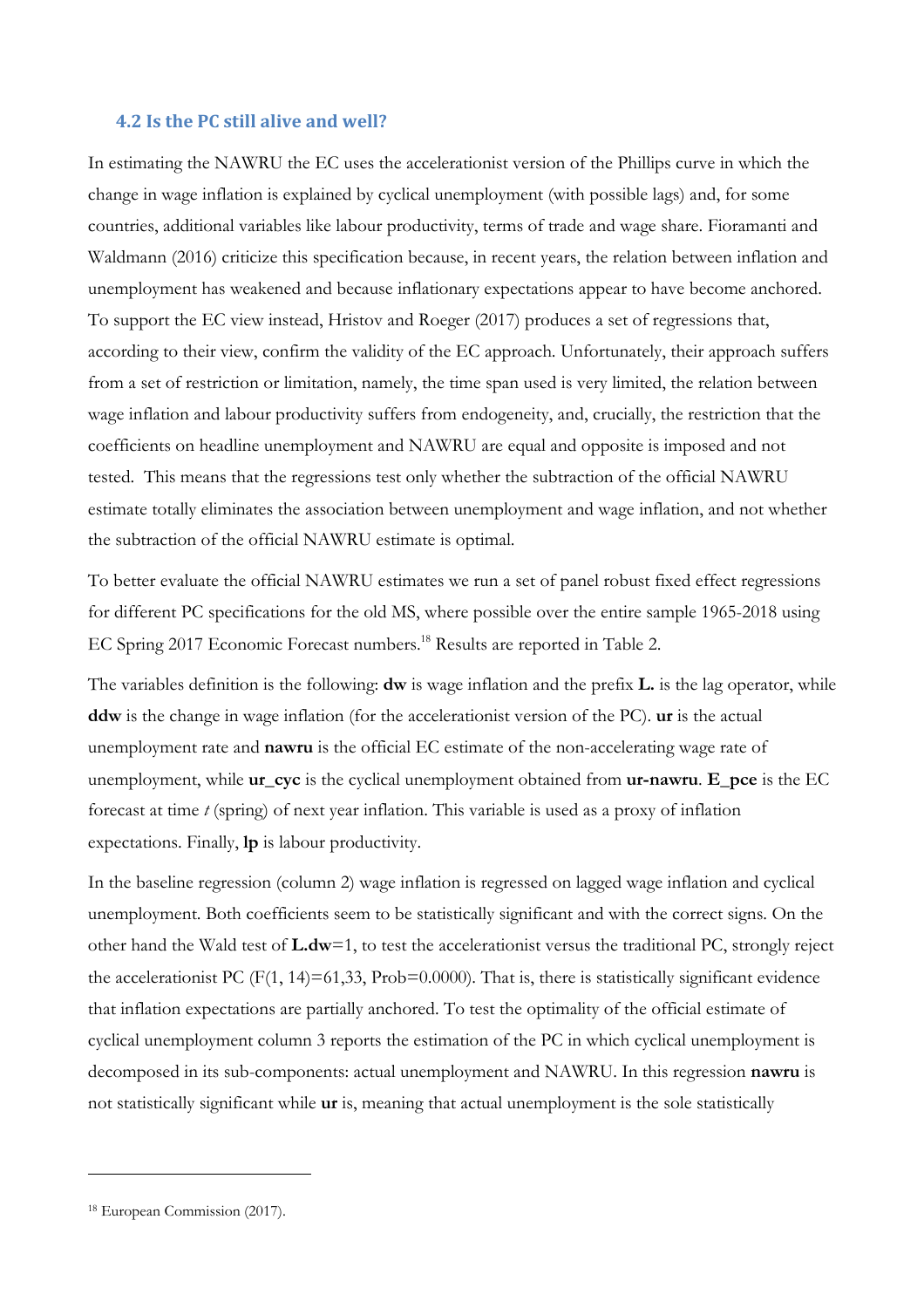### 4.2 Is the PC still alive and well?

In estimating the NAWRU the EC uses the accelerationist version of the Phillips curve in which the change in wage inflation is explained by cyclical unemployment (with possible lags) and, for some countries, additional variables like labour productivity, terms of trade and wage share. Fioramanti and Waldmann (2016) criticize this specification because, in recent years, the relation between inflation and unemployment has weakened and because inflationary expectations appear to have become anchored. To support the EC view instead, Hristov and Roeger (2017) produces a set of regressions that, according to their view, confirm the validity of the EC approach. Unfortunately, their approach suffers from a set of restriction or limitation, namely, the time span used is very limited, the relation between wage inflation and labour productivity suffers from endogeneity, and, crucially, the restriction that the coefficients on headline unemployment and NAWRU are equal and opposite is imposed and not tested. This means that the regressions test only whether the subtraction of the official NAWRU estimate totally eliminates the association between unemployment and wage inflation, and not whether the subtraction of the official NAWRU estimate is optimal.

To better evaluate the official NAWRU estimates we run a set of panel robust fixed effect regressions for different PC specifications for the old MS, where possible over the entire sample 1965-2018 using EC Spring 2017 Economic Forecast numbers.[18] Results are reported in Table 2.

The variables definition is the following: **dw** is wage inflation and the prefix **L.** is the lag operator, while **ddw** is the change in wage inflation (for the accelerationist version of the PC). **ur** is the actual unemployment rate and **nawru** is the official EC estimate of the non-accelerating wage rate of unemployment, while **ur_cyc** is the cyclical unemployment obtained from **ur-nawru**. **E_pce** is the EC forecast at time *t* (spring) of next year inflation. This variable is used as a proxy of inflation expectations. Finally, **lp** is labour productivity.

In the baseline regression (column 2) wage inflation is regressed on lagged wage inflation and cyclical unemployment. Both coefficients seem to be statistically significant and with the correct signs. On the other hand the Wald test of **L.dw**=1, to test the accelerationist versus the traditional PC, strongly reject the accelerationist PC ($F(1, 14)=61{,}33$, Prob=0.0000). That is, there is statistically significant evidence that inflation expectations are partially anchored. To test the optimality of the official estimate of cyclical unemployment column 3 reports the estimation of the PC in which cyclical unemployment is decomposed in its sub-components: actual unemployment and NAWRU. In this regression **nawru** is not statistically significant while **ur** is, meaning that actual unemployment is the sole statistically

[18] European Commission (2017).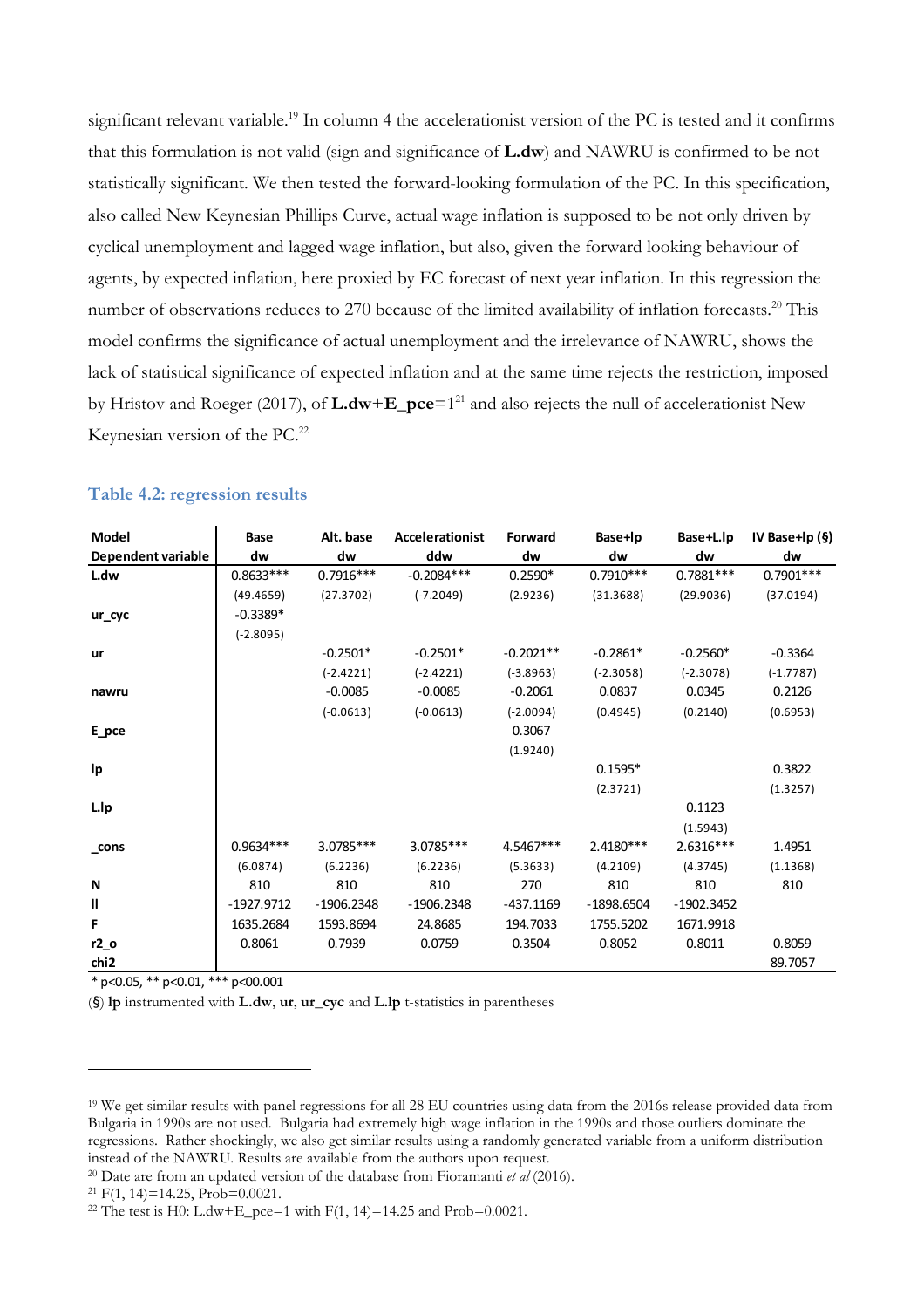significant relevant variable.[19] In column 4 the accelerationist version of the PC is tested and it confirms that this formulation is not valid (sign and significance of **L.dw**) and NAWRU is confirmed to be not statistically significant. We then tested the forward-looking formulation of the PC. In this specification, also called New Keynesian Phillips Curve, actual wage inflation is supposed to be not only driven by cyclical unemployment and lagged wage inflation, but also, given the forward looking behaviour of agents, by expected inflation, here proxied by EC forecast of next year inflation. In this regression the number of observations reduces to 270 because of the limited availability of inflation forecasts.[20] This model confirms the significance of actual unemployment and the irrelevance of NAWRU, shows the lack of statistical significance of expected inflation and at the same time rejects the restriction, imposed by Hristov and Roeger (2017), of **L.dw**+**E_pce**=1[21] and also rejects the null of accelerationist New Keynesian version of the PC.[22]

### Table 4.2: regression results

| Model | Base | Alt. base | Accelerationist | Forward | Base+lp | Base+L.lp | IV Base+lp (§) |
|---|---|---|---|---|---|---|---|
| **Dependent variable** | **dw** | **dw** | **ddw** | **dw** | **dw** | **dw** | **dw** |
| **L.dw** | 0.8633*** | 0.7916*** | -0.2084*** | 0.2590* | 0.7910*** | 0.7881*** | 0.7901*** |
| | (49.4659) | (27.3702) | (-7.2049) | (2.9236) | (31.3688) | (29.9036) | (37.0194) |
| **ur_cyc** | -0.3389* | | | | | | |
| | (-2.8095) | | | | | | |
| **ur** | | -0.2501* | -0.2501* | -0.2021** | -0.2861* | -0.2560* | -0.3364 |
| | | (-2.4221) | (-2.4221) | (-3.8963) | (-2.3058) | (-2.3078) | (-1.7787) |
| **nawru** | | -0.0085 | -0.0085 | -0.2061 | 0.0837 | 0.0345 | 0.2126 |
| | | (-0.0613) | (-0.0613) | (-2.0094) | (0.4945) | (0.2140) | (0.6953) |
| **E_pce** | | | | 0.3067 | | | |
| | | | | (1.9240) | | | |
| **lp** | | | | | 0.1595* | | 0.3822 |
| | | | | | (2.3721) | | (1.3257) |
| **L.lp** | | | | | | 0.1123 | |
| | | | | | | (1.5943) | |
| **_cons** | 0.9634*** | 3.0785*** | 3.0785*** | 4.5467*** | 2.4180*** | 2.6316*** | 1.4951 |
| | (6.0874) | (6.2236) | (6.2236) | (5.3633) | (4.2109) | (4.3745) | (1.1368) |
| **N** | 810 | 810 | 810 | 270 | 810 | 810 | 810 |
| **ll** | -1927.9712 | -1906.2348 | -1906.2348 | -437.1169 | -1898.6504 | -1902.3452 | |
| **F** | 1635.2684 | 1593.8694 | 24.8685 | 194.7033 | 1755.5202 | 1671.9918 | |
| **r2_o** | 0.8061 | 0.7939 | 0.0759 | 0.3504 | 0.8052 | 0.8011 | 0.8059 |
| **chi2** | | | | | | | 89.7057 |

\* p<0.05, ** p<0.01, *** p<00.001

(§) **lp** instrumented with **L.dw**, **ur**, **ur_cyc** and **L.lp** t-statistics in parentheses

---

[19] We get similar results with panel regressions for all 28 EU countries using data from the 2016s release provided data from Bulgaria in 1990s are not used. Bulgaria had extremely high wage inflation in the 1990s and those outliers dominate the regressions. Rather shockingly, we also get similar results using a randomly generated variable from a uniform distribution instead of the NAWRU. Results are available from the authors upon request.

[20] Date are from an updated version of the database from Fioramanti *et al* (2016).

[21] $F(1, 14)=14.25$, Prob=0.0021.

[22] The test is H0: L.dw+E_pce=1 with $F(1, 14)=14.25$ and Prob=0.0021.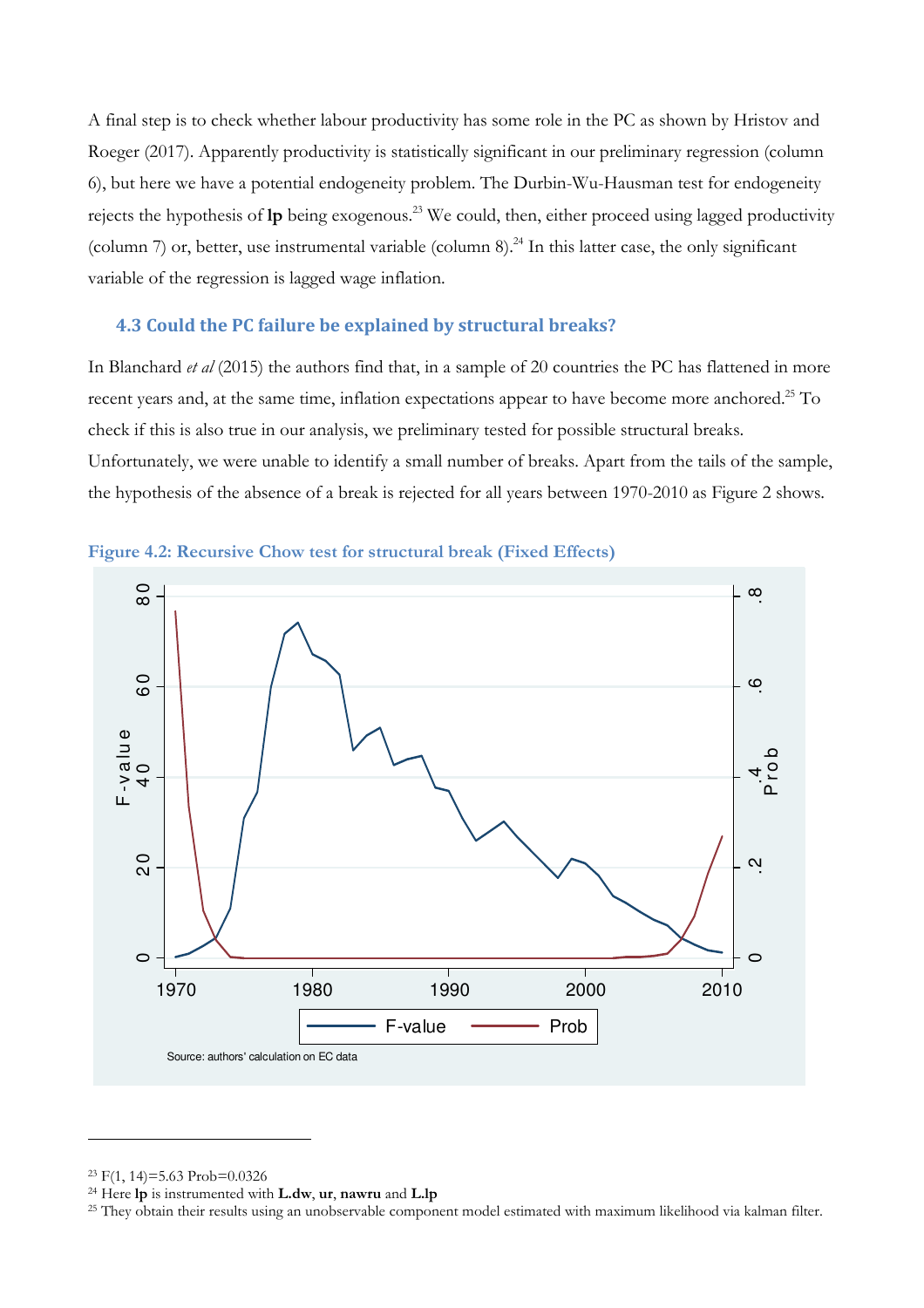A final step is to check whether labour productivity has some role in the PC as shown by Hristov and Roeger (2017). Apparently productivity is statistically significant in our preliminary regression (column 6), but here we have a potential endogeneity problem. The Durbin-Wu-Hausman test for endogeneity rejects the hypothesis of **lp** being exogenous.[23] We could, then, either proceed using lagged productivity (column 7) or, better, use instrumental variable (column 8).[24] In this latter case, the only significant variable of the regression is lagged wage inflation.

### 4.3 Could the PC failure be explained by structural breaks?

In Blanchard *et al* (2015) the authors find that, in a sample of 20 countries the PC has flattened in more recent years and, at the same time, inflation expectations appear to have become more anchored.[25] To check if this is also true in our analysis, we preliminary tested for possible structural breaks. Unfortunately, we were unable to identify a small number of breaks. Apart from the tails of the sample, the hypothesis of the absence of a break is rejected for all years between 1970-2010 as Figure 2 shows.

**Figure 4.2: Recursive Chow test for structural break (Fixed Effects)**

Source: authors' calculation on EC data

---

[23] $F(1, 14)=5.63$ Prob=0.0326

[24] Here **lp** is instrumented with **L.dw**, **ur**, **nawru** and **L.lp**

[25] They obtain their results using an unobservable component model estimated with maximum likelihood via kalman filter.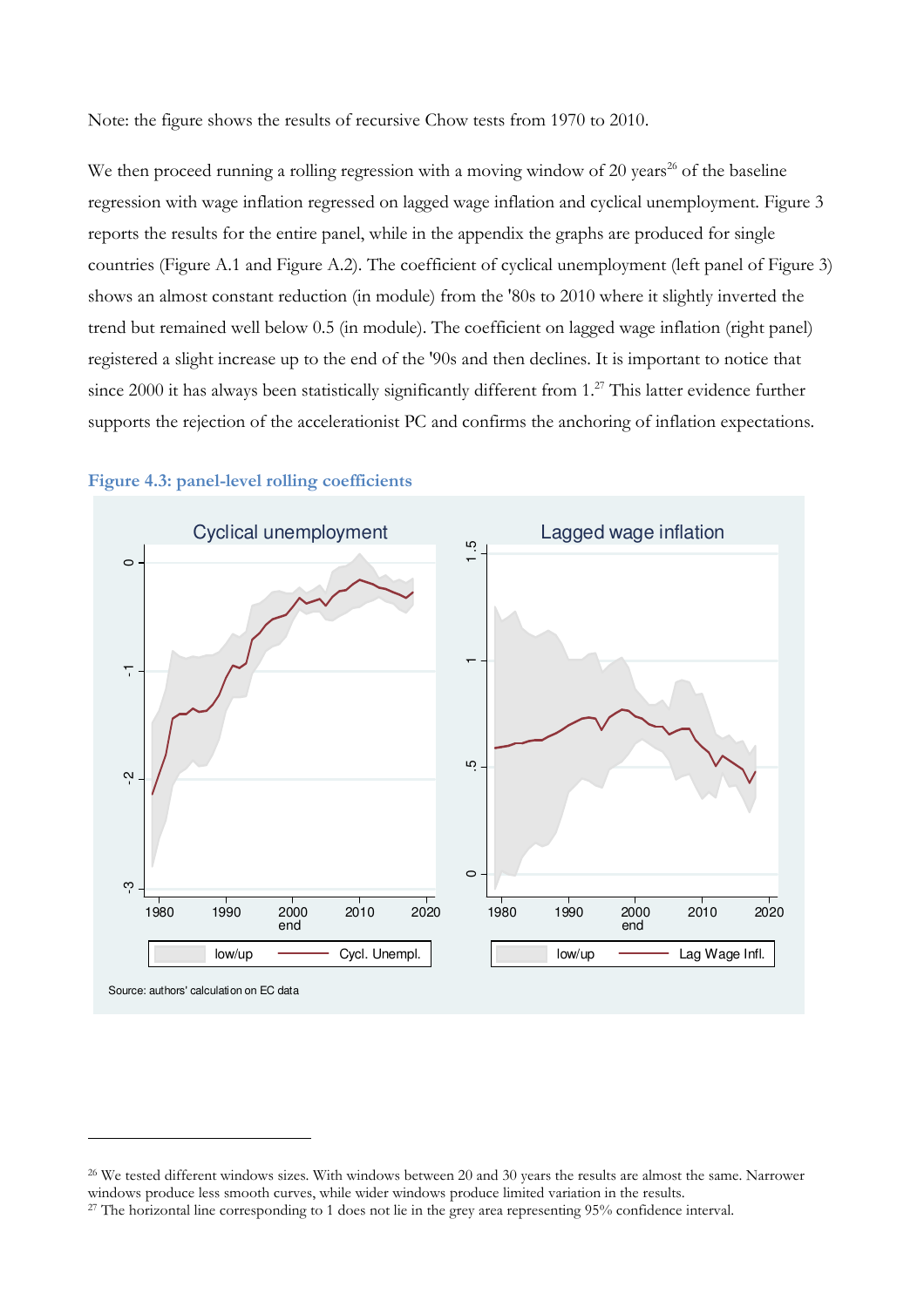Note: the figure shows the results of recursive Chow tests from 1970 to 2010.

We then proceed running a rolling regression with a moving window of 20 years[26] of the baseline regression with wage inflation regressed on lagged wage inflation and cyclical unemployment. Figure 3 reports the results for the entire panel, while in the appendix the graphs are produced for single countries (Figure A.1 and Figure A.2). The coefficient of cyclical unemployment (left panel of Figure 3) shows an almost constant reduction (in module) from the '80s to 2010 where it slightly inverted the trend but remained well below 0.5 (in module). The coefficient on lagged wage inflation (right panel) registered a slight increase up to the end of the '90s and then declines. It is important to notice that since 2000 it has always been statistically significantly different from 1.[27] This latter evidence further supports the rejection of the accelerationist PC and confirms the anchoring of inflation expectations.

**Figure 4.3: panel-level rolling coefficients**

Source: authors' calculation on EC data

---

[26] We tested different windows sizes. With windows between 20 and 30 years the results are almost the same. Narrower windows produce less smooth curves, while wider windows produce limited variation in the results.

[27] The horizontal line corresponding to 1 does not lie in the grey area representing 95% confidence interval.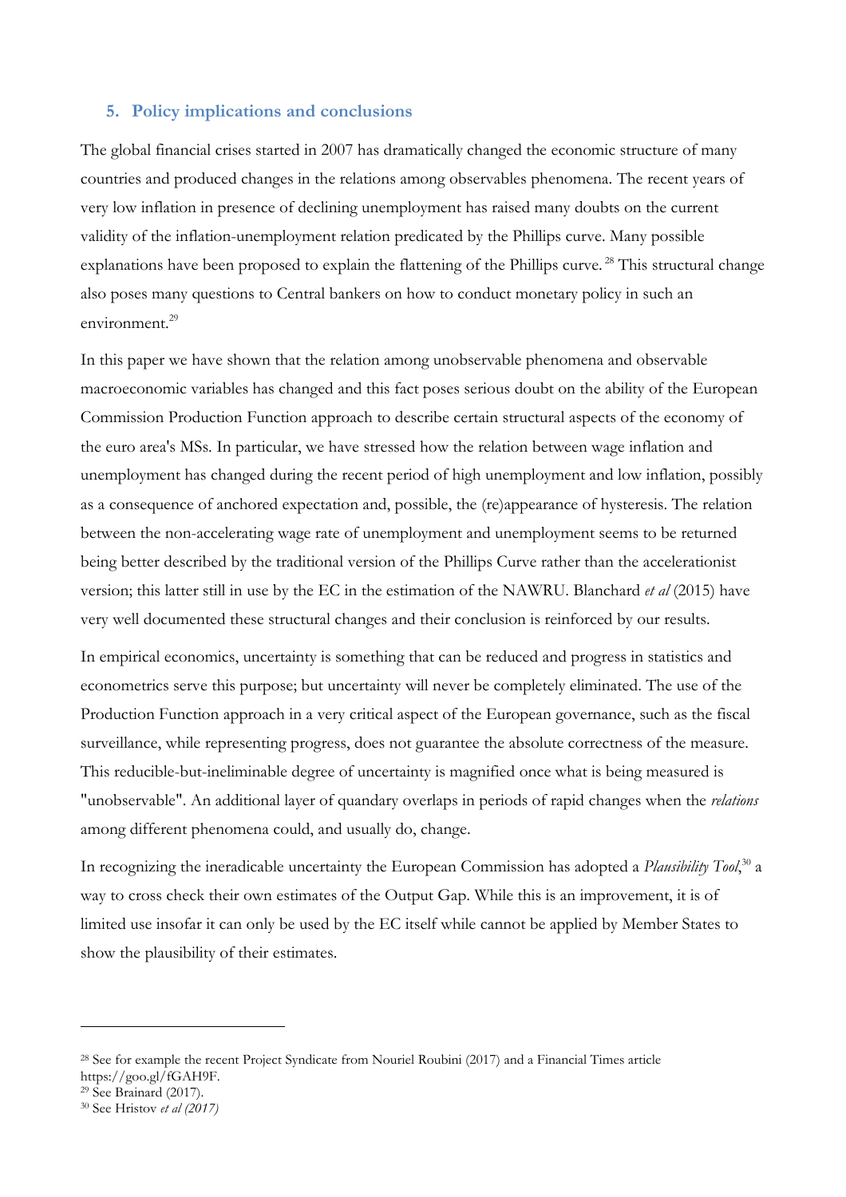## 5. Policy implications and conclusions

The global financial crises started in 2007 has dramatically changed the economic structure of many countries and produced changes in the relations among observables phenomena. The recent years of very low inflation in presence of declining unemployment has raised many doubts on the current validity of the inflation-unemployment relation predicated by the Phillips curve. Many possible explanations have been proposed to explain the flattening of the Phillips curve.[28] This structural change also poses many questions to Central bankers on how to conduct monetary policy in such an environment.[29]

In this paper we have shown that the relation among unobservable phenomena and observable macroeconomic variables has changed and this fact poses serious doubt on the ability of the European Commission Production Function approach to describe certain structural aspects of the economy of the euro area's MSs. In particular, we have stressed how the relation between wage inflation and unemployment has changed during the recent period of high unemployment and low inflation, possibly as a consequence of anchored expectation and, possible, the (re)appearance of hysteresis. The relation between the non-accelerating wage rate of unemployment and unemployment seems to be returned being better described by the traditional version of the Phillips Curve rather than the accelerationist version; this latter still in use by the EC in the estimation of the NAWRU. Blanchard *et al* (2015) have very well documented these structural changes and their conclusion is reinforced by our results.

In empirical economics, uncertainty is something that can be reduced and progress in statistics and econometrics serve this purpose; but uncertainty will never be completely eliminated. The use of the Production Function approach in a very critical aspect of the European governance, such as the fiscal surveillance, while representing progress, does not guarantee the absolute correctness of the measure. This reducible-but-ineliminable degree of uncertainty is magnified once what is being measured is "unobservable". An additional layer of quandary overlaps in periods of rapid changes when the *relations* among different phenomena could, and usually do, change.

In recognizing the ineradicable uncertainty the European Commission has adopted a *Plausibility Tool*,[30] a way to cross check their own estimates of the Output Gap. While this is an improvement, it is of limited use insofar it can only be used by the EC itself while cannot be applied by Member States to show the plausibility of their estimates.

---

[28] See for example the recent Project Syndicate from Nouriel Roubini (2017) and a Financial Times article https://goo.gl/fGAH9F.

[29] See Brainard (2017).

[30] See Hristov *et al (2017)*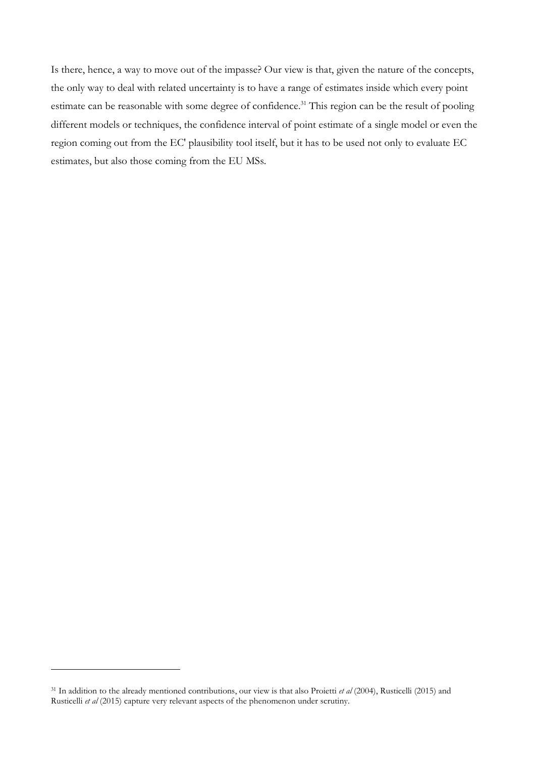Is there, hence, a way to move out of the impasse? Our view is that, given the nature of the concepts, the only way to deal with related uncertainty is to have a range of estimates inside which every point estimate can be reasonable with some degree of confidence.[31] This region can be the result of pooling different models or techniques, the confidence interval of point estimate of a single model or even the region coming out from the EC' plausibility tool itself, but it has to be used not only to evaluate EC estimates, but also those coming from the EU MSs.

[31] In addition to the already mentioned contributions, our view is that also Proietti *et al* (2004), Rusticelli (2015) and Rusticelli *et al* (2015) capture very relevant aspects of the phenomenon under scrutiny.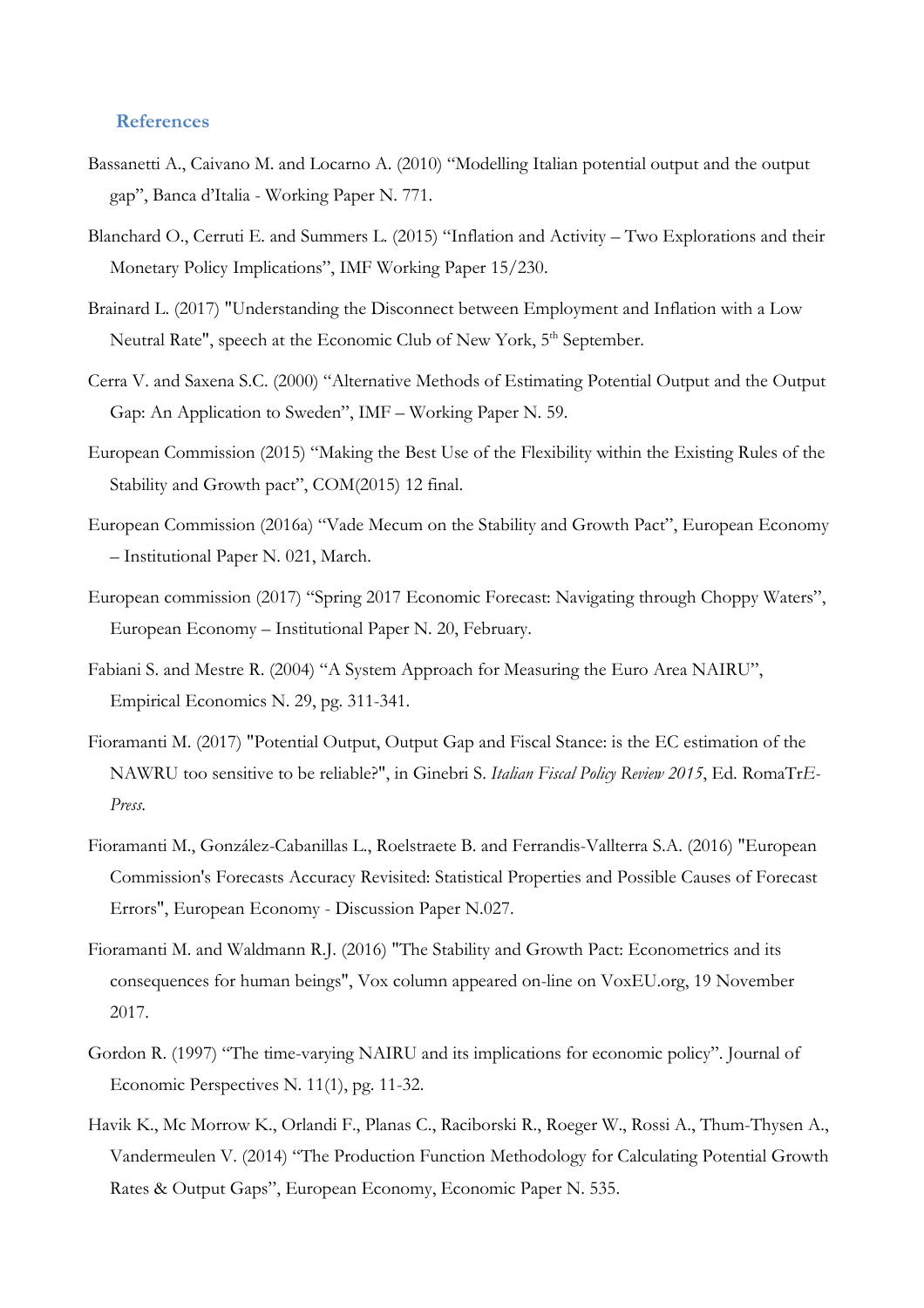## References

Bassanetti A., Caivano M. and Locarno A. (2010) "Modelling Italian potential output and the output gap", Banca d'Italia - Working Paper N. 771.

Blanchard O., Cerruti E. and Summers L. (2015) "Inflation and Activity – Two Explorations and their Monetary Policy Implications", IMF Working Paper 15/230.

Brainard L. (2017) "Understanding the Disconnect between Employment and Inflation with a Low Neutral Rate", speech at the Economic Club of New York, 5th September.

Cerra V. and Saxena S.C. (2000) "Alternative Methods of Estimating Potential Output and the Output Gap: An Application to Sweden", IMF – Working Paper N. 59.

European Commission (2015) "Making the Best Use of the Flexibility within the Existing Rules of the Stability and Growth pact", COM(2015) 12 final.

European Commission (2016a) "Vade Mecum on the Stability and Growth Pact", European Economy – Institutional Paper N. 021, March.

European commission (2017) "Spring 2017 Economic Forecast: Navigating through Choppy Waters", European Economy – Institutional Paper N. 20, February.

Fabiani S. and Mestre R. (2004) "A System Approach for Measuring the Euro Area NAIRU", Empirical Economics N. 29, pg. 311-341.

Fioramanti M. (2017) "Potential Output, Output Gap and Fiscal Stance: is the EC estimation of the NAWRU too sensitive to be reliable?", in Ginebri S. *Italian Fiscal Policy Review 2015*, Ed. RomaTr*E-Press*.

Fioramanti M., González-Cabanillas L., Roelstraete B. and Ferrandis-Vallterra S.A. (2016) "European Commission's Forecasts Accuracy Revisited: Statistical Properties and Possible Causes of Forecast Errors", European Economy - Discussion Paper N.027.

Fioramanti M. and Waldmann R.J. (2016) "The Stability and Growth Pact: Econometrics and its consequences for human beings", Vox column appeared on-line on VoxEU.org, 19 November 2017.

Gordon R. (1997) "The time-varying NAIRU and its implications for economic policy". Journal of Economic Perspectives N. 11(1), pg. 11-32.

Havik K., Mc Morrow K., Orlandi F., Planas C., Raciborski R., Roeger W., Rossi A., Thum-Thysen A., Vandermeulen V. (2014) "The Production Function Methodology for Calculating Potential Growth Rates & Output Gaps", European Economy, Economic Paper N. 535.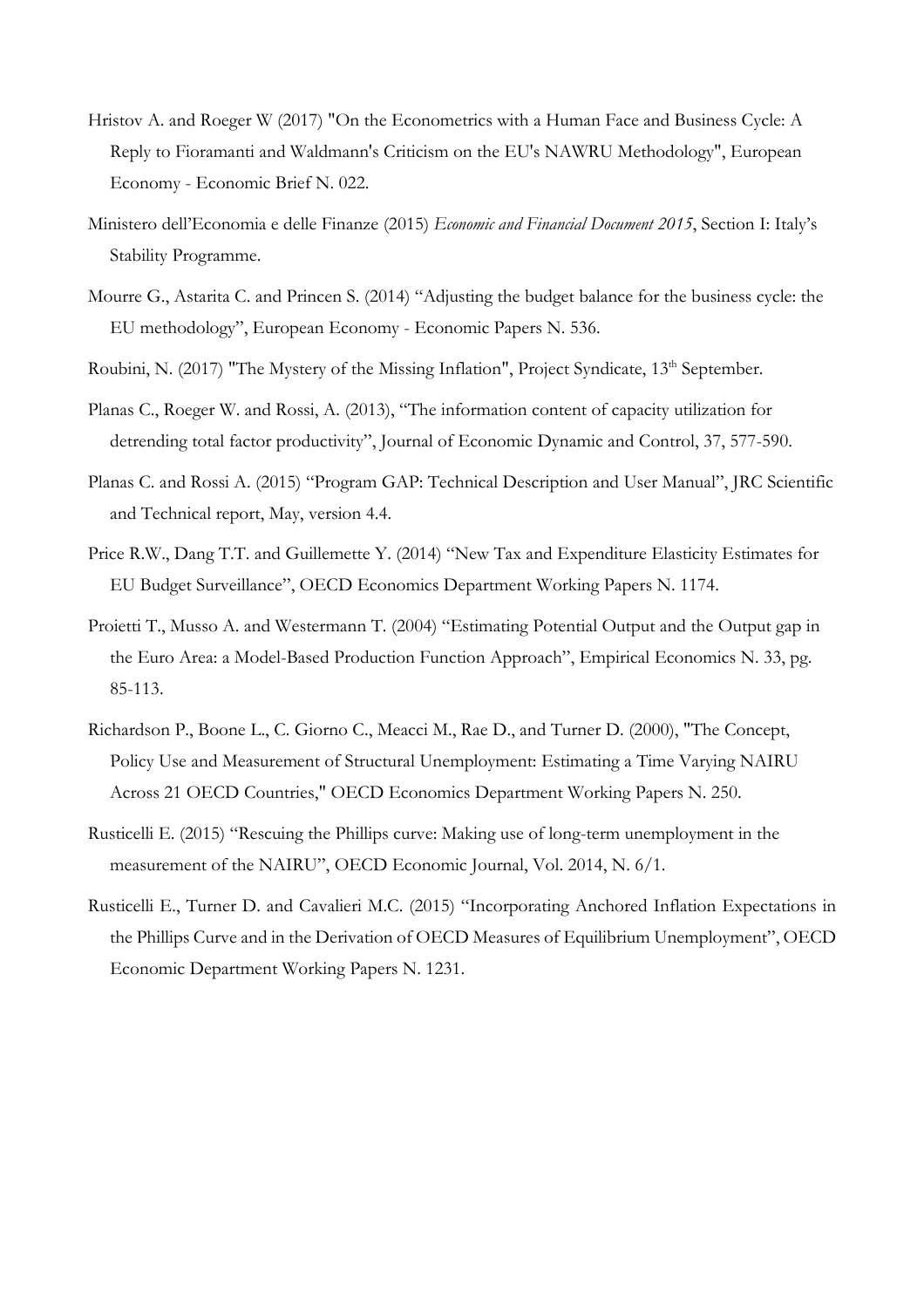Hristov A. and Roeger W (2017) "On the Econometrics with a Human Face and Business Cycle: A Reply to Fioramanti and Waldmann's Criticism on the EU's NAWRU Methodology", European Economy - Economic Brief N. 022.

Ministero dell'Economia e delle Finanze (2015) *Economic and Financial Document 2015*, Section I: Italy's Stability Programme.

Mourre G., Astarita C. and Princen S. (2014) "Adjusting the budget balance for the business cycle: the EU methodology", European Economy - Economic Papers N. 536.

Roubini, N. (2017) "The Mystery of the Missing Inflation", Project Syndicate, 13th September.

Planas C., Roeger W. and Rossi, A. (2013), "The information content of capacity utilization for detrending total factor productivity", Journal of Economic Dynamic and Control, 37, 577-590.

Planas C. and Rossi A. (2015) "Program GAP: Technical Description and User Manual", JRC Scientific and Technical report, May, version 4.4.

Price R.W., Dang T.T. and Guillemette Y. (2014) "New Tax and Expenditure Elasticity Estimates for EU Budget Surveillance", OECD Economics Department Working Papers N. 1174.

Proietti T., Musso A. and Westermann T. (2004) "Estimating Potential Output and the Output gap in the Euro Area: a Model-Based Production Function Approach", Empirical Economics N. 33, pg. 85-113.

Richardson P., Boone L., C. Giorno C., Meacci M., Rae D., and Turner D. (2000), "The Concept, Policy Use and Measurement of Structural Unemployment: Estimating a Time Varying NAIRU Across 21 OECD Countries," OECD Economics Department Working Papers N. 250.

Rusticelli E. (2015) "Rescuing the Phillips curve: Making use of long-term unemployment in the measurement of the NAIRU", OECD Economic Journal, Vol. 2014, N. 6/1.

Rusticelli E., Turner D. and Cavalieri M.C. (2015) "Incorporating Anchored Inflation Expectations in the Phillips Curve and in the Derivation of OECD Measures of Equilibrium Unemployment", OECD Economic Department Working Papers N. 1231.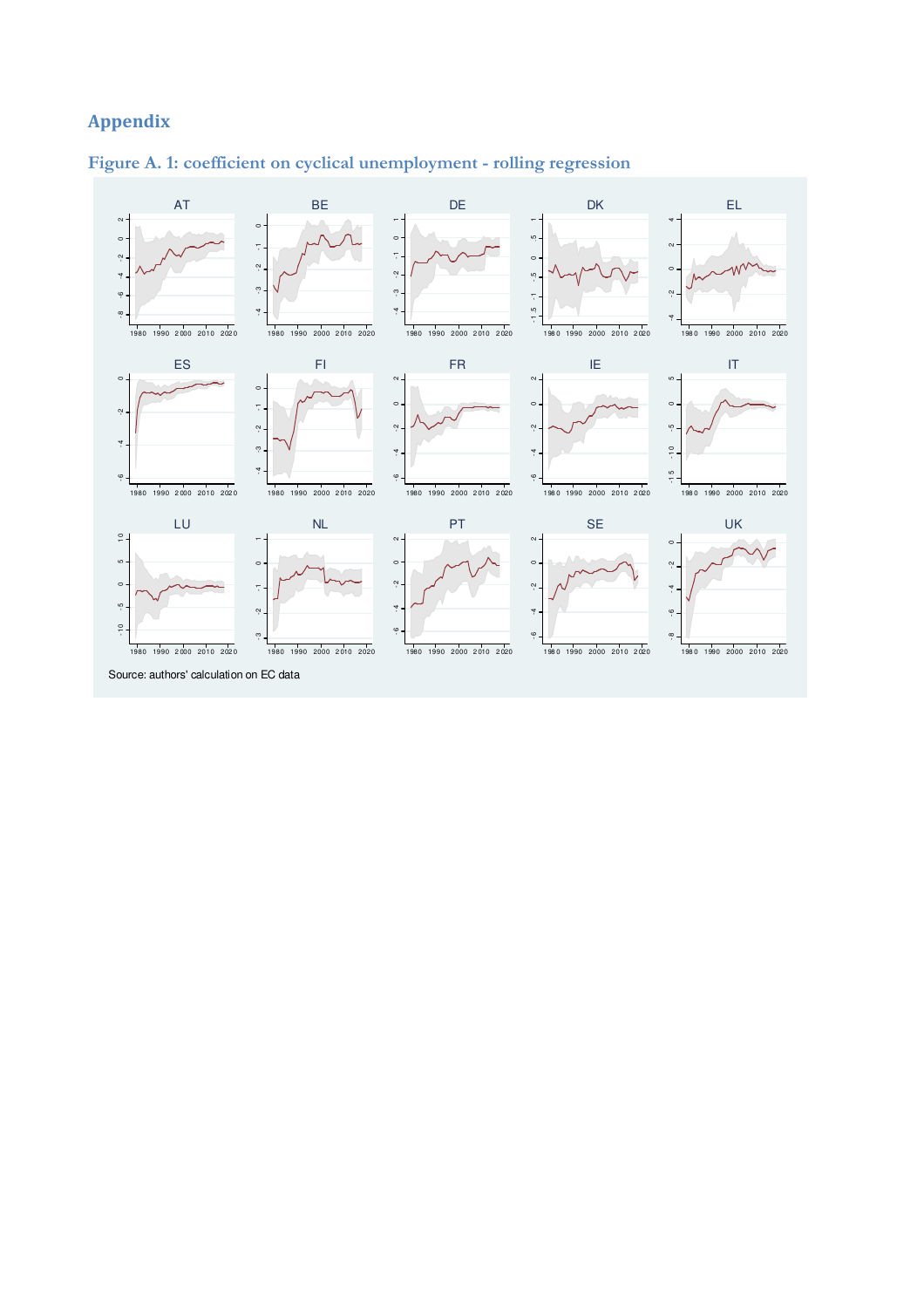# Appendix

## Figure A. 1: coefficient on cyclical unemployment - rolling regression

Source: authors' calculation on EC data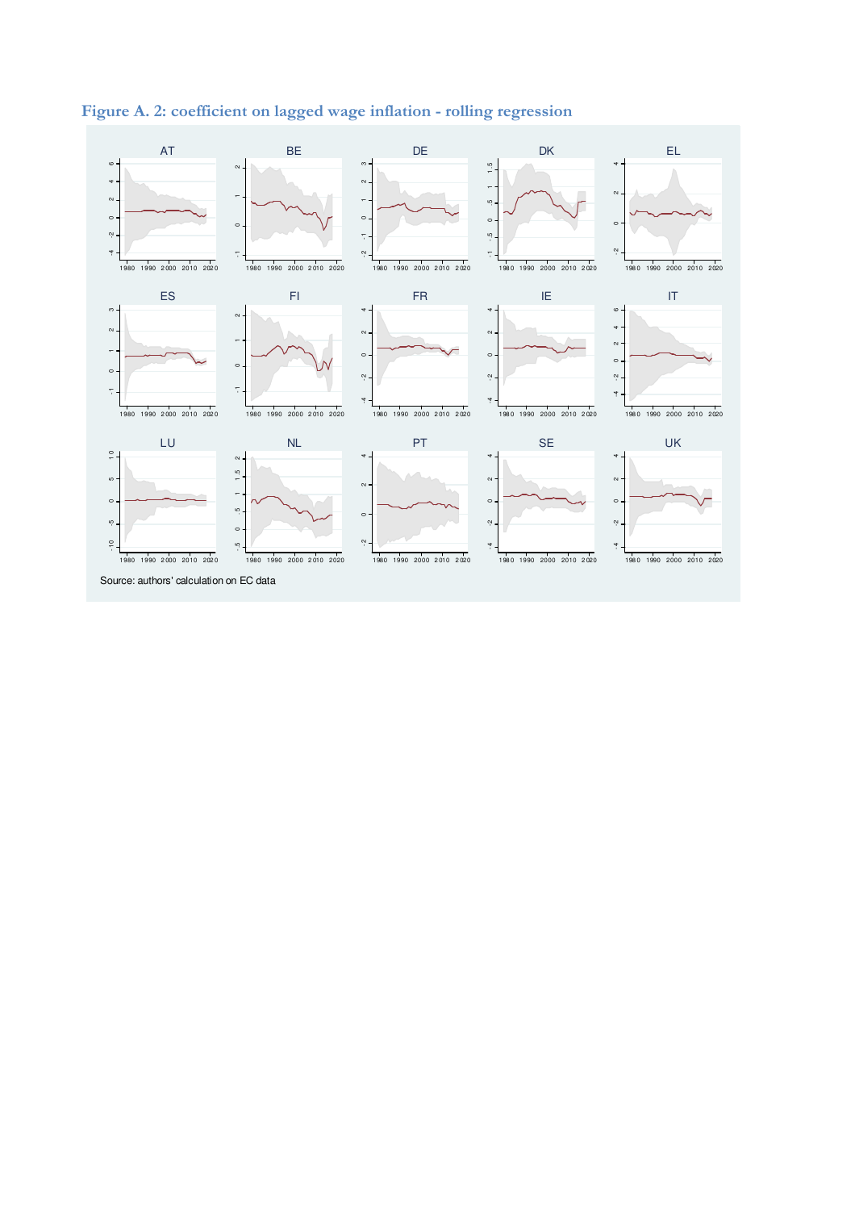**Figure A. 2: coefficient on lagged wage inflation - rolling regression**

AT

BE

DE

DK

EL

ES

FI

FR

IE

IT

LU

NL

PT

SE

UK

1980 1990 2000 2010 2020

Source: authors' calculation on EC data